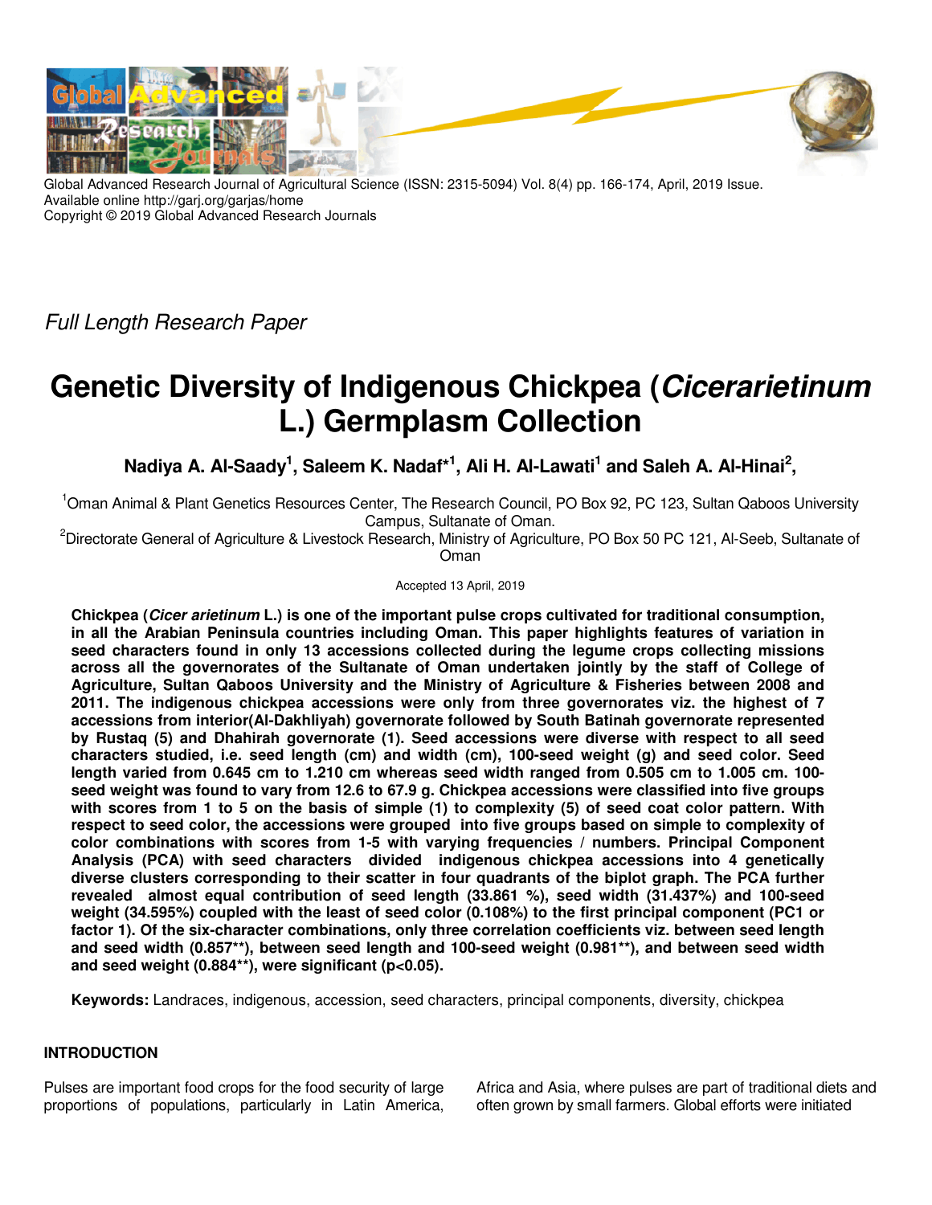Global Advanced Research Journal of Agricultural Science (ISSN: 2315-5094) Vol. 8(4) pp. 166-174, April, 2019 Issue.
Available online http://garj.org/garjas/home
Copyright © 2019 Global Advanced Research Journals

*Full Length Research Paper*

# Genetic Diversity of Indigenous Chickpea (*Cicerarietinum* L.) Germplasm Collection

**Nadiya A. Al-Saady[1], Saleem K. Nadaf*[1], Ali H. Al-Lawati[1] and Saleh A. Al-Hinai[2],**

[1]Oman Animal & Plant Genetics Resources Center, The Research Council, PO Box 92, PC 123, Sultan Qaboos University Campus, Sultanate of Oman.

[2]Directorate General of Agriculture & Livestock Research, Ministry of Agriculture, PO Box 50 PC 121, Al-Seeb, Sultanate of Oman

Accepted 13 April, 2019

**Chickpea (*Cicer arietinum* L.) is one of the important pulse crops cultivated for traditional consumption, in all the Arabian Peninsula countries including Oman. This paper highlights features of variation in seed characters found in only 13 accessions collected during the legume crops collecting missions across all the governorates of the Sultanate of Oman undertaken jointly by the staff of College of Agriculture, Sultan Qaboos University and the Ministry of Agriculture & Fisheries between 2008 and 2011. The indigenous chickpea accessions were only from three governorates viz. the highest of 7 accessions from interior(Al-Dakhliyah) governorate followed by South Batinah governorate represented by Rustaq (5) and Dhahirah governorate (1). Seed accessions were diverse with respect to all seed characters studied, i.e. seed length (cm) and width (cm), 100-seed weight (g) and seed color. Seed length varied from 0.645 cm to 1.210 cm whereas seed width ranged from 0.505 cm to 1.005 cm. 100-seed weight was found to vary from 12.6 to 67.9 g. Chickpea accessions were classified into five groups with scores from 1 to 5 on the basis of simple (1) to complexity (5) of seed coat color pattern. With respect to seed color, the accessions were grouped into five groups based on simple to complexity of color combinations with scores from 1-5 with varying frequencies / numbers. Principal Component Analysis (PCA) with seed characters divided indigenous chickpea accessions into 4 genetically diverse clusters corresponding to their scatter in four quadrants of the biplot graph. The PCA further revealed almost equal contribution of seed length (33.861 %), seed width (31.437%) and 100-seed weight (34.595%) coupled with the least of seed color (0.108%) to the first principal component (PC1 or factor 1). Of the six-character combinations, only three correlation coefficients viz. between seed length and seed width (0.857\*\*), between seed length and 100-seed weight (0.981\*\*), and between seed width and seed weight (0.884\*\*), were significant ($p<0.05$).**

**Keywords:** Landraces, indigenous, accession, seed characters, principal components, diversity, chickpea

## INTRODUCTION

Pulses are important food crops for the food security of large proportions of populations, particularly in Latin America, Africa and Asia, where pulses are part of traditional diets and often grown by small farmers. Global efforts were initiated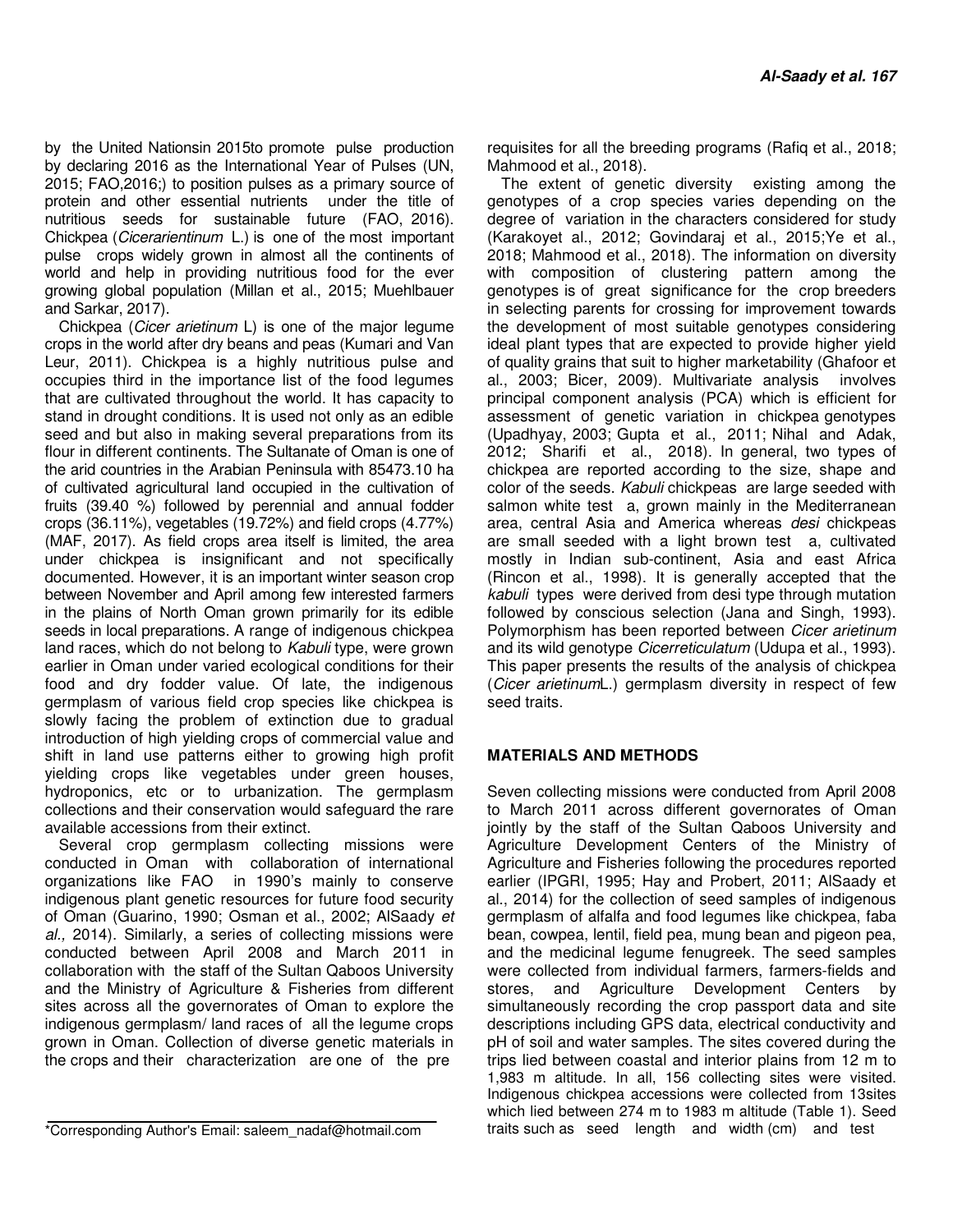by the United Nationsin 2015to promote pulse production by declaring 2016 as the International Year of Pulses (UN, 2015; FAO,2016;) to position pulses as a primary source of protein and other essential nutrients under the title of nutritious seeds for sustainable future (FAO, 2016). Chickpea (*Cicerarientinum* L.) is one of the most important pulse crops widely grown in almost all the continents of world and help in providing nutritious food for the ever growing global population (Millan et al., 2015; Muehlbauer and Sarkar, 2017).

Chickpea (*Cicer arietinum* L) is one of the major legume crops in the world after dry beans and peas (Kumari and Van Leur, 2011). Chickpea is a highly nutritious pulse and occupies third in the importance list of the food legumes that are cultivated throughout the world. It has capacity to stand in drought conditions. It is used not only as an edible seed and but also in making several preparations from its flour in different continents. The Sultanate of Oman is one of the arid countries in the Arabian Peninsula with 85473.10 ha of cultivated agricultural land occupied in the cultivation of fruits (39.40 %) followed by perennial and annual fodder crops (36.11%), vegetables (19.72%) and field crops (4.77%) (MAF, 2017). As field crops area itself is limited, the area under chickpea is insignificant and not specifically documented. However, it is an important winter season crop between November and April among few interested farmers in the plains of North Oman grown primarily for its edible seeds in local preparations. A range of indigenous chickpea land races, which do not belong to *Kabuli* type, were grown earlier in Oman under varied ecological conditions for their food and dry fodder value. Of late, the indigenous germplasm of various field crop species like chickpea is slowly facing the problem of extinction due to gradual introduction of high yielding crops of commercial value and shift in land use patterns either to growing high profit yielding crops like vegetables under green houses, hydroponics, etc or to urbanization. The germplasm collections and their conservation would safeguard the rare available accessions from their extinct.

Several crop germplasm collecting missions were conducted in Oman with collaboration of international organizations like FAO in 1990's mainly to conserve indigenous plant genetic resources for future food security of Oman (Guarino, 1990; Osman et al., 2002; AlSaady *et al.,* 2014). Similarly, a series of collecting missions were conducted between April 2008 and March 2011 in collaboration with the staff of the Sultan Qaboos University and the Ministry of Agriculture & Fisheries from different sites across all the governorates of Oman to explore the indigenous germplasm/ land races of all the legume crops grown in Oman. Collection of diverse genetic materials in the crops and their characterization are one of the pre requisites for all the breeding programs (Rafiq et al., 2018; Mahmood et al., 2018).

The extent of genetic diversity existing among the genotypes of a crop species varies depending on the degree of variation in the characters considered for study (Karakoyet al., 2012; Govindaraj et al., 2015;Ye et al., 2018; Mahmood et al., 2018). The information on diversity with composition of clustering pattern among the genotypes is of great significance for the crop breeders in selecting parents for crossing for improvement towards the development of most suitable genotypes considering ideal plant types that are expected to provide higher yield of quality grains that suit to higher marketability (Ghafoor et al., 2003; Bicer, 2009). Multivariate analysis involves principal component analysis (PCA) which is efficient for assessment of genetic variation in chickpea genotypes (Upadhyay, 2003; Gupta et al., 2011; Nihal and Adak, 2012; Sharifi et al., 2018). In general, two types of chickpea are reported according to the size, shape and color of the seeds. *Kabuli* chickpeas are large seeded with salmon white test a, grown mainly in the Mediterranean area, central Asia and America whereas *desi* chickpeas are small seeded with a light brown test a, cultivated mostly in Indian sub-continent, Asia and east Africa (Rincon et al., 1998). It is generally accepted that the *kabuli* types were derived from desi type through mutation followed by conscious selection (Jana and Singh, 1993). Polymorphism has been reported between *Cicer arietinum* and its wild genotype *Cicerreticulatum* (Udupa et al., 1993). This paper presents the results of the analysis of chickpea (*Cicer arietinum*L.) germplasm diversity in respect of few seed traits.

## MATERIALS AND METHODS

Seven collecting missions were conducted from April 2008 to March 2011 across different governorates of Oman jointly by the staff of the Sultan Qaboos University and Agriculture Development Centers of the Ministry of Agriculture and Fisheries following the procedures reported earlier (IPGRI, 1995; Hay and Probert, 2011; AlSaady et al., 2014) for the collection of seed samples of indigenous germplasm of alfalfa and food legumes like chickpea, faba bean, cowpea, lentil, field pea, mung bean and pigeon pea, and the medicinal legume fenugreek. The seed samples were collected from individual farmers, farmers-fields and stores, and Agriculture Development Centers by simultaneously recording the crop passport data and site descriptions including GPS data, electrical conductivity and pH of soil and water samples. The sites covered during the trips lied between coastal and interior plains from 12 m to 1,983 m altitude. In all, 156 collecting sites were visited. Indigenous chickpea accessions were collected from 13sites which lied between 274 m to 1983 m altitude (Table 1). Seed traits such as seed length and width (cm) and test

*Corresponding Author's Email: saleem_nadaf@hotmail.com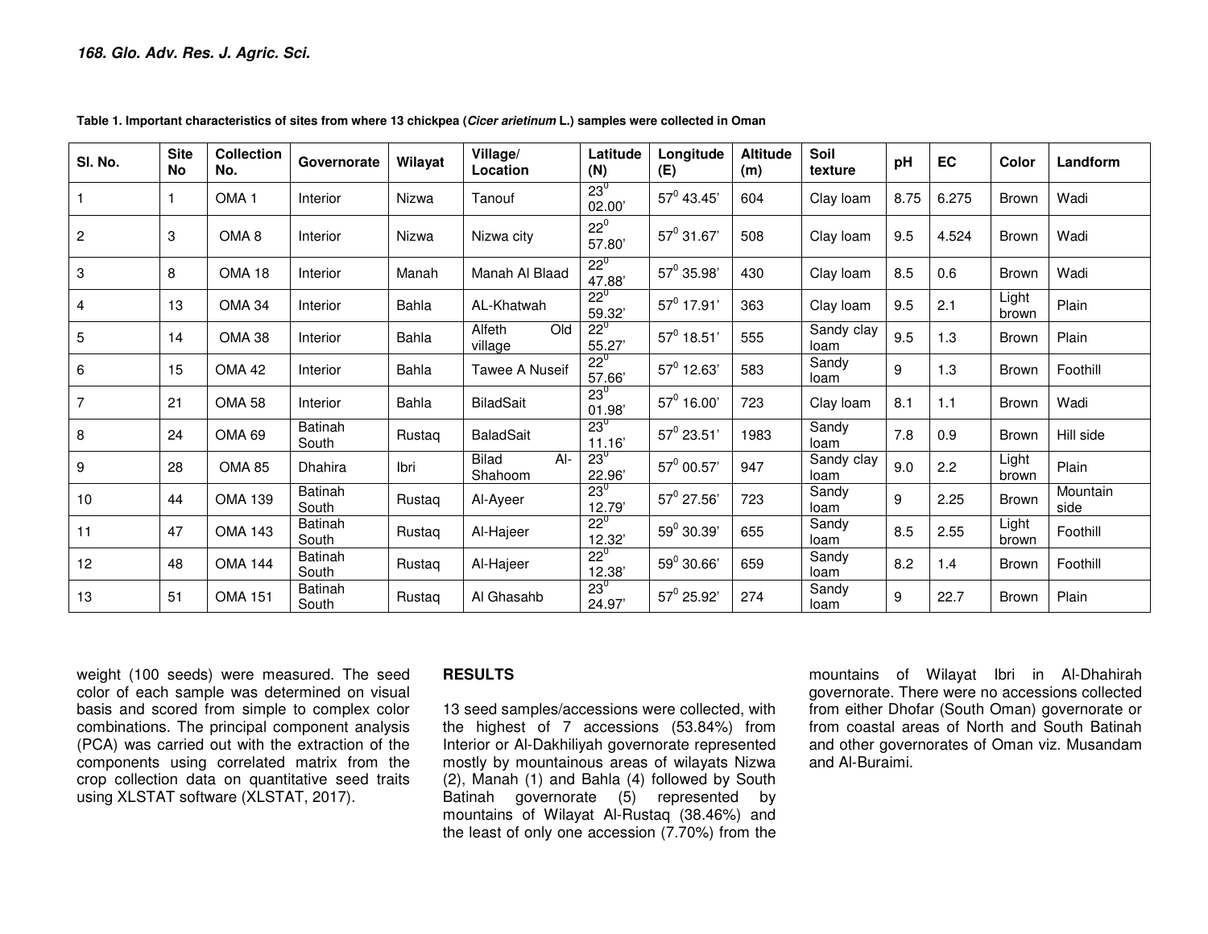**Table 1. Important characteristics of sites from where 13 chickpea (*Cicer arietinum* L.) samples were collected in Oman**

| Sl. No. | Site No | Collection No. | Governorate | Wilayat | Village/ Location | Latitude (N) | Longitude (E) | Altitude (m) | Soil texture | pH | EC | Color | Landform |
|---|---|---|---|---|---|---|---|---|---|---|---|---|---|
| 1 | 1 | OMA 1 | Interior | Nizwa | Tanouf | $23^0$ 02.00' | $57^0$ 43.45' | 604 | Clay loam | 8.75 | 6.275 | Brown | Wadi |
| 2 | 3 | OMA 8 | Interior | Nizwa | Nizwa city | $22^0$ 57.80' | $57^0$ 31.67' | 508 | Clay loam | 9.5 | 4.524 | Brown | Wadi |
| 3 | 8 | OMA 18 | Interior | Manah | Manah Al Blaad | $22^0$ 47.88' | $57^0$ 35.98' | 430 | Clay loam | 8.5 | 0.6 | Brown | Wadi |
| 4 | 13 | OMA 34 | Interior | Bahla | AL-Khatwah | $22^0$ 59.32' | $57^0$ 17.91' | 363 | Clay loam | 9.5 | 2.1 | Light brown | Plain |
| 5 | 14 | OMA 38 | Interior | Bahla | Alfeth Old village | $22^0$ 55.27' | $57^0$ 18.51' | 555 | Sandy clay loam | 9.5 | 1.3 | Brown | Plain |
| 6 | 15 | OMA 42 | Interior | Bahla | Tawee A Nuseif | $22^0$ 57.66' | $57^0$ 12.63' | 583 | Sandy loam | 9 | 1.3 | Brown | Foothill |
| 7 | 21 | OMA 58 | Interior | Bahla | BiladSait | $23^0$ 01.98' | $57^0$ 16.00' | 723 | Clay loam | 8.1 | 1.1 | Brown | Wadi |
| 8 | 24 | OMA 69 | Batinah South | Rustaq | BaladSait | $23^0$ 11.16' | $57^0$ 23.51' | 1983 | Sandy loam | 7.8 | 0.9 | Brown | Hill side |
| 9 | 28 | OMA 85 | Dhahira | Ibri | Bilad Al-Shahoom | $23^0$ 22.96' | $57^0$ 00.57' | 947 | Sandy clay loam | 9.0 | 2.2 | Light brown | Plain |
| 10 | 44 | OMA 139 | Batinah South | Rustaq | Al-Ayeer | $23^0$ 12.79' | $57^0$ 27.56' | 723 | Sandy loam | 9 | 2.25 | Brown | Mountain side |
| 11 | 47 | OMA 143 | Batinah South | Rustaq | Al-Hajeer | $22^0$ 12.32' | $59^0$ 30.39' | 655 | Sandy loam | 8.5 | 2.55 | Light brown | Foothill |
| 12 | 48 | OMA 144 | Batinah South | Rustaq | Al-Hajeer | $22^0$ 12.38' | $59^0$ 30.66' | 659 | Sandy loam | 8.2 | 1.4 | Brown | Foothill |
| 13 | 51 | OMA 151 | Batinah South | Rustaq | Al Ghasahb | $23^0$ 24.97' | $57^0$ 25.92' | 274 | Sandy loam | 9 | 22.7 | Brown | Plain |

weight (100 seeds) were measured. The seed color of each sample was determined on visual basis and scored from simple to complex color combinations. The principal component analysis (PCA) was carried out with the extraction of the components using correlated matrix from the crop collection data on quantitative seed traits using XLSTAT software (XLSTAT, 2017).

## RESULTS

13 seed samples/accessions were collected, with the highest of 7 accessions (53.84%) from Interior or Al-Dakhiliyah governorate represented mostly by mountainous areas of wilayats Nizwa (2), Manah (1) and Bahla (4) followed by South Batinah governorate (5) represented by mountains of Wilayat Al-Rustaq (38.46%) and the least of only one accession (7.70%) from the mountains of Wilayat Ibri in Al-Dhahirah governorate. There were no accessions collected from either Dhofar (South Oman) governorate or from coastal areas of North and South Batinah and other governorates of Oman viz. Musandam and Al-Buraimi.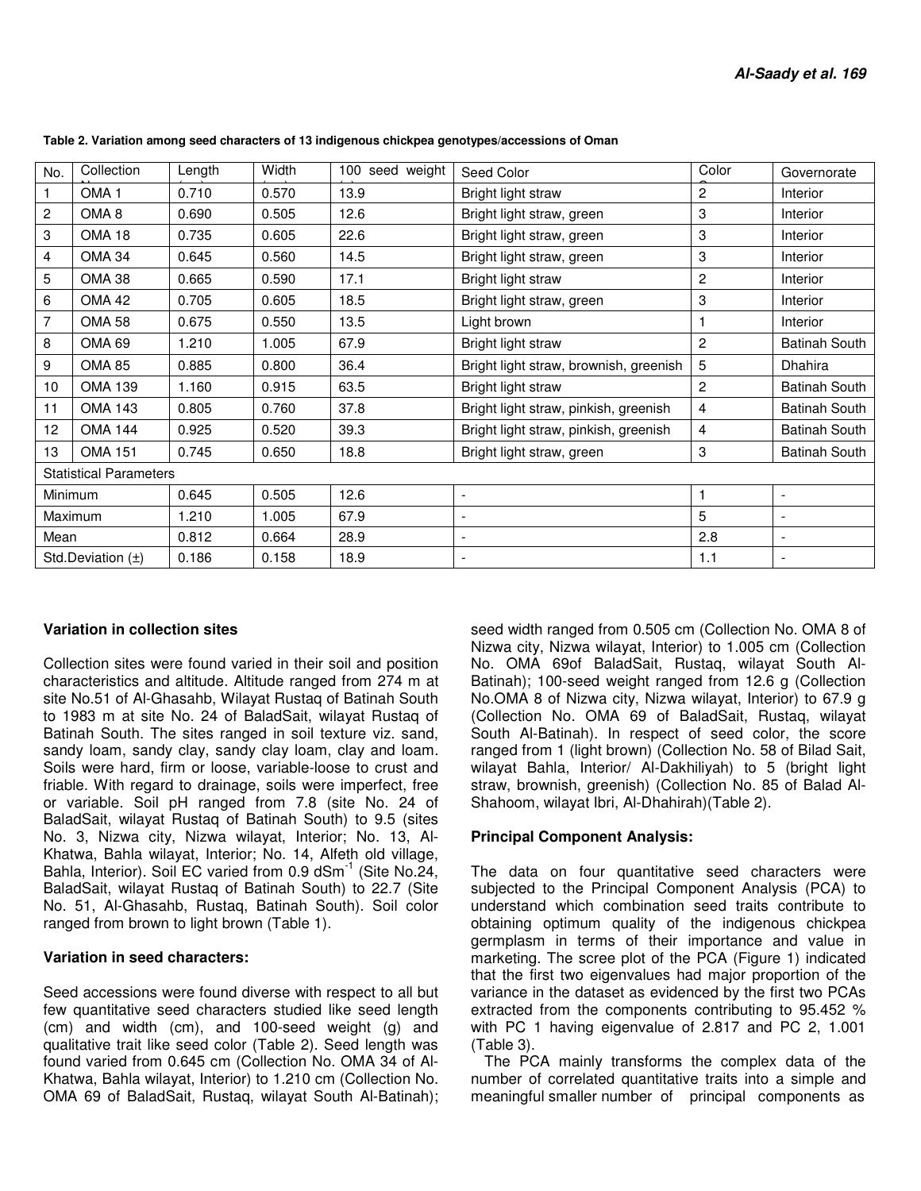**Table 2. Variation among seed characters of 13 indigenous chickpea genotypes/accessions of Oman**

| No. | Collection No. | Length (cm) | Width (cm) | 100 seed weight (g) | Seed Color | Color Score | Governorate |
|---|---|---|---|---|---|---|---|
| 1 | OMA 1 | 0.710 | 0.570 | 13.9 | Bright light straw | 2 | Interior |
| 2 | OMA 8 | 0.690 | 0.505 | 12.6 | Bright light straw, green | 3 | Interior |
| 3 | OMA 18 | 0.735 | 0.605 | 22.6 | Bright light straw, green | 3 | Interior |
| 4 | OMA 34 | 0.645 | 0.560 | 14.5 | Bright light straw, green | 3 | Interior |
| 5 | OMA 38 | 0.665 | 0.590 | 17.1 | Bright light straw | 2 | Interior |
| 6 | OMA 42 | 0.705 | 0.605 | 18.5 | Bright light straw, green | 3 | Interior |
| 7 | OMA 58 | 0.675 | 0.550 | 13.5 | Light brown | 1 | Interior |
| 8 | OMA 69 | 1.210 | 1.005 | 67.9 | Bright light straw | 2 | Batinah South |
| 9 | OMA 85 | 0.885 | 0.800 | 36.4 | Bright light straw, brownish, greenish | 5 | Dhahira |
| 10 | OMA 139 | 1.160 | 0.915 | 63.5 | Bright light straw | 2 | Batinah South |
| 11 | OMA 143 | 0.805 | 0.760 | 37.8 | Bright light straw, pinkish, greenish | 4 | Batinah South |
| 12 | OMA 144 | 0.925 | 0.520 | 39.3 | Bright light straw, pinkish, greenish | 4 | Batinah South |
| 13 | OMA 151 | 0.745 | 0.650 | 18.8 | Bright light straw, green | 3 | Batinah South |
| Statistical Parameters | | | | | | | |
| Minimum | | 0.645 | 0.505 | 12.6 | - | 1 | - |
| Maximum | | 1.210 | 1.005 | 67.9 | - | 5 | - |
| Mean | | 0.812 | 0.664 | 28.9 | - | 2.8 | - |
| Std.Deviation (±) | | 0.186 | 0.158 | 18.9 | - | 1.1 | - |

### Variation in collection sites

Collection sites were found varied in their soil and position characteristics and altitude. Altitude ranged from 274 m at site No.51 of Al-Ghasahb, Wilayat Rustaq of Batinah South to 1983 m at site No. 24 of BaladSait, wilayat Rustaq of Batinah South. The sites ranged in soil texture viz. sand, sandy loam, sandy clay, sandy clay loam, clay and loam. Soils were hard, firm or loose, variable-loose to crust and friable. With regard to drainage, soils were imperfect, free or variable. Soil pH ranged from 7.8 (site No. 24 of BaladSait, wilayat Rustaq of Batinah South) to 9.5 (sites No. 3, Nizwa city, Nizwa wilayat, Interior; No. 13, Al-Khatwa, Bahla wilayat, Interior; No. 14, Alfeth old village, Bahla, Interior). Soil EC varied from 0.9 $dSm^{-1}$ (Site No.24, BaladSait, wilayat Rustaq of Batinah South) to 22.7 (Site No. 51, Al-Ghasahb, Rustaq, Batinah South). Soil color ranged from brown to light brown (Table 1).

### Variation in seed characters:

Seed accessions were found diverse with respect to all but few quantitative seed characters studied like seed length (cm) and width (cm), and 100-seed weight (g) and qualitative trait like seed color (Table 2). Seed length was found varied from 0.645 cm (Collection No. OMA 34 of Al-Khatwa, Bahla wilayat, Interior) to 1.210 cm (Collection No. OMA 69 of BaladSait, Rustaq, wilayat South Al-Batinah); seed width ranged from 0.505 cm (Collection No. OMA 8 of Nizwa city, Nizwa wilayat, Interior) to 1.005 cm (Collection No. OMA 69of BaladSait, Rustaq, wilayat South Al-Batinah); 100-seed weight ranged from 12.6 g (Collection No.OMA 8 of Nizwa city, Nizwa wilayat, Interior) to 67.9 g (Collection No. OMA 69 of BaladSait, Rustaq, wilayat South Al-Batinah). In respect of seed color, the score ranged from 1 (light brown) (Collection No. 58 of Bilad Sait, wilayat Bahla, Interior/ Al-Dakhiliyah) to 5 (bright light straw, brownish, greenish) (Collection No. 85 of Balad Al-Shahoom, wilayat Ibri, Al-Dhahirah)(Table 2).

### Principal Component Analysis:

The data on four quantitative seed characters were subjected to the Principal Component Analysis (PCA) to understand which combination seed traits contribute to obtaining optimum quality of the indigenous chickpea germplasm in terms of their importance and value in marketing. The scree plot of the PCA (Figure 1) indicated that the first two eigenvalues had major proportion of the variance in the dataset as evidenced by the first two PCAs extracted from the components contributing to 95.452 % with PC 1 having eigenvalue of 2.817 and PC 2, 1.001 (Table 3).

The PCA mainly transforms the complex data of the number of correlated quantitative traits into a simple and meaningful smaller number of principal components as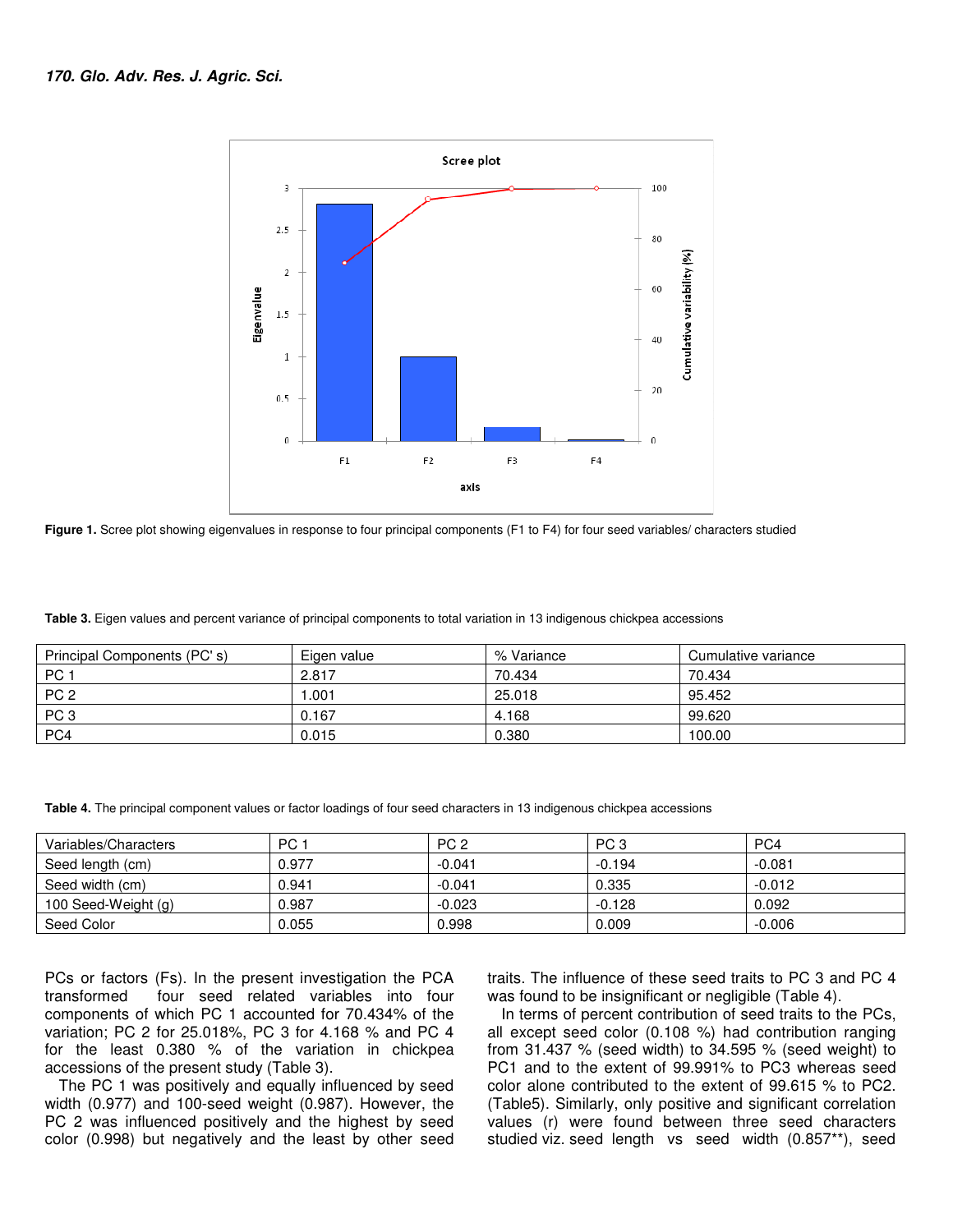Figure 1. Scree plot showing eigenvalues in response to four principal components (F1 to F4) for four seed variables/ characters studied

**Table 3.** Eigen values and percent variance of principal components to total variation in 13 indigenous chickpea accessions

| Principal Components (PC' s) | Eigen value | % Variance | Cumulative variance |
|---|---|---|---|
| PC 1 | 2.817 | 70.434 | 70.434 |
| PC 2 | 1.001 | 25.018 | 95.452 |
| PC 3 | 0.167 | 4.168 | 99.620 |
| PC4 | 0.015 | 0.380 | 100.00 |

**Table 4.** The principal component values or factor loadings of four seed characters in 13 indigenous chickpea accessions

| Variables/Characters | PC 1 | PC 2 | PC 3 | PC4 |
|---|---|---|---|---|
| Seed length (cm) | 0.977 | -0.041 | -0.194 | -0.081 |
| Seed width (cm) | 0.941 | -0.041 | 0.335 | -0.012 |
| 100 Seed-Weight (g) | 0.987 | -0.023 | -0.128 | 0.092 |
| Seed Color | 0.055 | 0.998 | 0.009 | -0.006 |

PCs or factors (Fs). In the present investigation the PCA transformed four seed related variables into four components of which PC 1 accounted for 70.434% of the variation; PC 2 for 25.018%, PC 3 for 4.168 % and PC 4 for the least 0.380 % of the variation in chickpea accessions of the present study (Table 3).

The PC 1 was positively and equally influenced by seed width (0.977) and 100-seed weight (0.987). However, the PC 2 was influenced positively and the highest by seed color (0.998) but negatively and the least by other seed traits. The influence of these seed traits to PC 3 and PC 4 was found to be insignificant or negligible (Table 4).

In terms of percent contribution of seed traits to the PCs, all except seed color (0.108 %) had contribution ranging from 31.437 % (seed width) to 34.595 % (seed weight) to PC1 and to the extent of 99.991% to PC3 whereas seed color alone contributed to the extent of 99.615 % to PC2. (Table5). Similarly, only positive and significant correlation values (r) were found between three seed characters studied viz. seed length vs seed width (0.857**), seed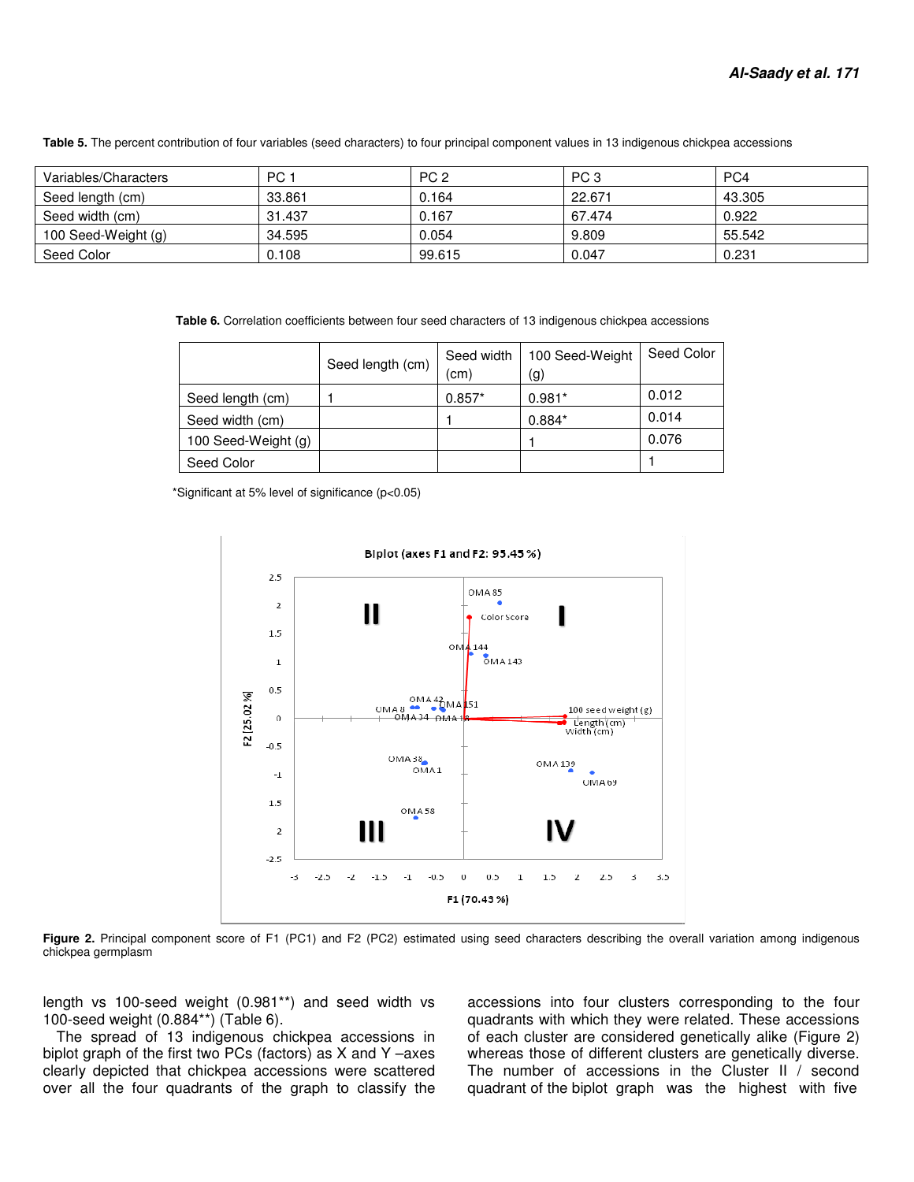**Table 5.** The percent contribution of four variables (seed characters) to four principal component values in 13 indigenous chickpea accessions

| Variables/Characters | PC 1 | PC 2 | PC 3 | PC4 |
|---|---|---|---|---|
| Seed length (cm) | 33.861 | 0.164 | 22.671 | 43.305 |
| Seed width (cm) | 31.437 | 0.167 | 67.474 | 0.922 |
| 100 Seed-Weight (g) | 34.595 | 0.054 | 9.809 | 55.542 |
| Seed Color | 0.108 | 99.615 | 0.047 | 0.231 |

**Table 6.** Correlation coefficients between four seed characters of 13 indigenous chickpea accessions

| | Seed length (cm) | Seed width (cm) | 100 Seed-Weight (g) | Seed Color |
|---|---|---|---|---|
| Seed length (cm) | 1 | 0.857* | 0.981* | 0.012 |
| Seed width (cm) | | 1 | 0.884* | 0.014 |
| 100 Seed-Weight (g) | | | 1 | 0.076 |
| Seed Color | | | | 1 |

*Significant at 5% level of significance ($p<0.05$)

**Figure 2.** Principal component score of F1 (PC1) and F2 (PC2) estimated using seed characters describing the overall variation among indigenous chickpea germplasm

length vs 100-seed weight (0.981**) and seed width vs 100-seed weight (0.884**) (Table 6).

The spread of 13 indigenous chickpea accessions in biplot graph of the first two PCs (factors) as X and Y –axes clearly depicted that chickpea accessions were scattered over all the four quadrants of the graph to classify the accessions into four clusters corresponding to the four quadrants with which they were related. These accessions of each cluster are considered genetically alike (Figure 2) whereas those of different clusters are genetically diverse. The number of accessions in the Cluster II / second quadrant of the biplot graph was the highest with five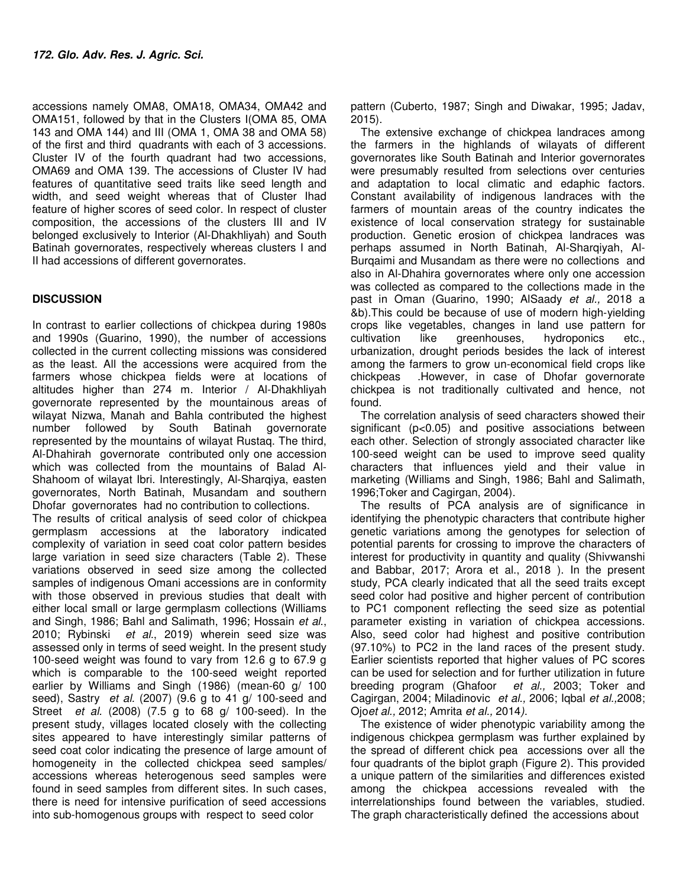accessions namely OMA8, OMA18, OMA34, OMA42 and OMA151, followed by that in the Clusters I(OMA 85, OMA 143 and OMA 144) and III (OMA 1, OMA 38 and OMA 58) of the first and third quadrants with each of 3 accessions. Cluster IV of the fourth quadrant had two accessions, OMA69 and OMA 139. The accessions of Cluster IV had features of quantitative seed traits like seed length and width, and seed weight whereas that of Cluster Ihad feature of higher scores of seed color. In respect of cluster composition, the accessions of the clusters III and IV belonged exclusively to Interior (Al-Dhakhliyah) and South Batinah governorates, respectively whereas clusters I and II had accessions of different governorates.

## DISCUSSION

In contrast to earlier collections of chickpea during 1980s and 1990s (Guarino, 1990), the number of accessions collected in the current collecting missions was considered as the least. All the accessions were acquired from the farmers whose chickpea fields were at locations of altitudes higher than 274 m. Interior / Al-Dhakhliyah governorate represented by the mountainous areas of wilayat Nizwa, Manah and Bahla contributed the highest number followed by South Batinah governorate represented by the mountains of wilayat Rustaq. The third, Al-Dhahirah governorate contributed only one accession which was collected from the mountains of Balad Al-Shahoom of wilayat Ibri. Interestingly, Al-Sharqiya, easten governorates, North Batinah, Musandam and southern Dhofar governorates had no contribution to collections.

The results of critical analysis of seed color of chickpea germplasm accessions at the laboratory indicated complexity of variation in seed coat color pattern besides large variation in seed size characters (Table 2). These variations observed in seed size among the collected samples of indigenous Omani accessions are in conformity with those observed in previous studies that dealt with either local small or large germplasm collections (Williams and Singh, 1986; Bahl and Salimath, 1996; Hossain *et al*., 2010; Rybinski *et al*., 2019) wherein seed size was assessed only in terms of seed weight. In the present study 100-seed weight was found to vary from 12.6 g to 67.9 g which is comparable to the 100-seed weight reported earlier by Williams and Singh (1986) (mean-60 g/ 100 seed), Sastry *et al.* (2007) (9.6 g to 41 g/ 100-seed and Street *et al.* (2008) (7.5 g to 68 g/ 100-seed). In the present study, villages located closely with the collecting sites appeared to have interestingly similar patterns of seed coat color indicating the presence of large amount of homogeneity in the collected chickpea seed samples/ accessions whereas heterogenous seed samples were found in seed samples from different sites. In such cases, there is need for intensive purification of seed accessions into sub-homogenous groups with respect to seed color pattern (Cuberto, 1987; Singh and Diwakar, 1995; Jadav, 2015).

The extensive exchange of chickpea landraces among the farmers in the highlands of wilayats of different governorates like South Batinah and Interior governorates were presumably resulted from selections over centuries and adaptation to local climatic and edaphic factors. Constant availability of indigenous landraces with the farmers of mountain areas of the country indicates the existence of local conservation strategy for sustainable production. Genetic erosion of chickpea landraces was perhaps assumed in North Batinah, Al-Sharqiyah, Al-Burqaimi and Musandam as there were no collections and also in Al-Dhahira governorates where only one accession was collected as compared to the collections made in the past in Oman (Guarino, 1990; AlSaady *et al.,* 2018 a &b).This could be because of use of modern high-yielding crops like vegetables, changes in land use pattern for cultivation like greenhouses, hydroponics etc., urbanization, drought periods besides the lack of interest among the farmers to grow un-economical field crops like chickpeas .However, in case of Dhofar governorate chickpea is not traditionally cultivated and hence, not found.

The correlation analysis of seed characters showed their significant ($p<0.05$) and positive associations between each other. Selection of strongly associated character like 100-seed weight can be used to improve seed quality characters that influences yield and their value in marketing (Williams and Singh, 1986; Bahl and Salimath, 1996;Toker and Cagirgan, 2004).

The results of PCA analysis are of significance in identifying the phenotypic characters that contribute higher genetic variations among the genotypes for selection of potential parents for crossing to improve the characters of interest for productivity in quantity and quality (Shivwanshi and Babbar, 2017; Arora et al., 2018 ). In the present study, PCA clearly indicated that all the seed traits except seed color had positive and higher percent of contribution to PC1 component reflecting the seed size as potential parameter existing in variation of chickpea accessions. Also, seed color had highest and positive contribution (97.10%) to PC2 in the land races of the present study. Earlier scientists reported that higher values of PC scores can be used for selection and for further utilization in future breeding program (Ghafoor *et al.,* 2003; Toker and Cagirgan, 2004; Miladinovic *et al.,* 2006; Iqbal *et al.,*2008; Ojo*et al.,* 2012; Amrita *et al.,* 2014).

The existence of wider phenotypic variability among the indigenous chickpea germplasm was further explained by the spread of different chick pea accessions over all the four quadrants of the biplot graph (Figure 2). This provided a unique pattern of the similarities and differences existed among the chickpea accessions revealed with the interrelationships found between the variables, studied. The graph characteristically defined the accessions about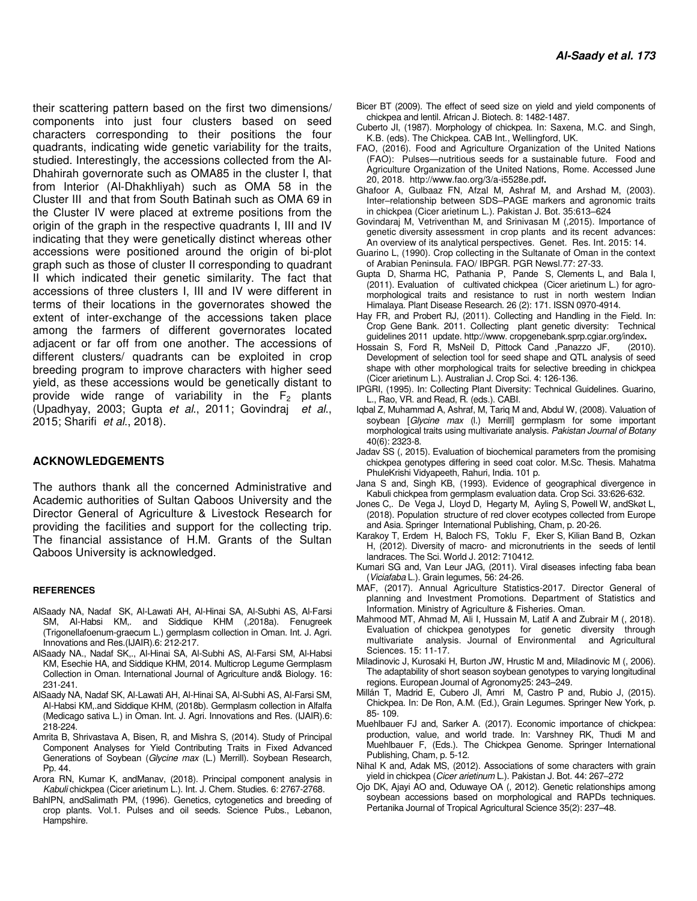their scattering pattern based on the first two dimensions/ components into just four clusters based on seed characters corresponding to their positions the four quadrants, indicating wide genetic variability for the traits, studied. Interestingly, the accessions collected from the Al-Dhahirah governorate such as OMA85 in the cluster I, that from Interior (Al-Dhakhliyah) such as OMA 58 in the Cluster III and that from South Batinah such as OMA 69 in the Cluster IV were placed at extreme positions from the origin of the graph in the respective quadrants I, III and IV indicating that they were genetically distinct whereas other accessions were positioned around the origin of bi-plot graph such as those of cluster II corresponding to quadrant II which indicated their genetic similarity. The fact that accessions of three clusters I, III and IV were different in terms of their locations in the governorates showed the extent of inter-exchange of the accessions taken place among the farmers of different governorates located adjacent or far off from one another. The accessions of different clusters/ quadrants can be exploited in crop breeding program to improve characters with higher seed yield, as these accessions would be genetically distant to provide wide range of variability in the $F_2$ plants (Upadhyay, 2003; Gupta *et al*., 2011; Govindraj *et al*., 2015; Sharifi *et al*., 2018).

## ACKNOWLEDGEMENTS

The authors thank all the concerned Administrative and Academic authorities of Sultan Qaboos University and the Director General of Agriculture & Livestock Research for providing the facilities and support for the collecting trip. The financial assistance of H.M. Grants of the Sultan Qaboos University is acknowledged.

## REFERENCES

AlSaady NA, Nadaf SK, Al-Lawati AH, Al-Hinai SA, Al-Subhi AS, Al-Farsi SM, Al-Habsi KM,. and Siddique KHM (,2018a). Fenugreek (Trigonellafoenum-graecum L.) germplasm collection in Oman. Int. J. Agri. Innovations and Res.(IJAIR).6: 212-217.

AlSaady NA., Nadaf SK,., Al-Hinai SA, Al-Subhi AS, Al-Farsi SM, Al-Habsi KM, Esechie HA, and Siddique KHM, 2014. Multicrop Legume Germplasm Collection in Oman. International Journal of Agriculture and& Biology. 16: 231-241.

AlSaady NA, Nadaf SK, Al-Lawati AH, Al-Hinai SA, Al-Subhi AS, Al-Farsi SM, Al-Habsi KM,.and Siddique KHM, (2018b). Germplasm collection in Alfalfa (Medicago sativa L.) in Oman. Int. J. Agri. Innovations and Res. (IJAIR).6: 218-224.

Amrita B, Shrivastava A, Bisen, R, and Mishra S, (2014). Study of Principal Component Analyses for Yield Contributing Traits in Fixed Advanced Generations of Soybean (*Glycine max* (L.) Merrill). Soybean Research, Pp. 44.

Arora RN, Kumar K, andManav, (2018). Principal component analysis in *Kabuli* chickpea (Cicer arietinum L.). Int. J. Chem. Studies. 6: 2767-2768.

BahlPN, andSalimath PM, (1996). Genetics, cytogenetics and breeding of crop plants. Vol.1. Pulses and oil seeds. Science Pubs., Lebanon, Hampshire.

Bicer BT (2009). The effect of seed size on yield and yield components of chickpea and lentil. African J. Biotech. 8: 1482-1487.

Cuberto JI, (1987). Morphology of chickpea. In: Saxena, M.C. and Singh, K.B. (eds). The Chickpea. CAB Int., Wellingford, UK.

FAO, (2016). Food and Agriculture Organization of the United Nations (FAO): Pulses—nutritious seeds for a sustainable future. Food and Agriculture Organization of the United Nations, Rome. Accessed June 20, 2018. http://www.fao.org/3/a-i5528e.pdf.

Ghafoor A, Gulbaaz FN, Afzal M, Ashraf M, and Arshad M, (2003). Inter–relationship between SDS–PAGE markers and agronomic traits in chickpea (Cicer arietinum L.). Pakistan J. Bot. 35:613–624

Govindaraj M, Vetriventhan M, and Srinivasan M (,2015). Importance of genetic diversity assessment in crop plants and its recent advances: An overview of its analytical perspectives. Genet. Res. Int. 2015: 14.

Guarino L, (1990). Crop collecting in the Sultanate of Oman in the context of Arabian Peninsula. FAO/ IBPGR. PGR Newsl.77: 27-33.

Gupta D, Sharma HC, Pathania P, Pande S, Clements L, and Bala I, (2011). Evaluation of cultivated chickpea (Cicer arietinum L.) for agro-morphological traits and resistance to rust in north western Indian Himalaya. Plant Disease Research. 26 (2): 171. ISSN 0970-4914.

Hay FR, and Probert RJ, (2011). Collecting and Handling in the Field. In: Crop Gene Bank. 2011. Collecting plant genetic diversity: Technical guidelines 2011 update. http://www. cropgenebank.sprp.cgiar.org/index.

Hossain S, Ford R, MsNeil D, Pittock Cand ,Panazzo JF, (2010). Development of selection tool for seed shape and QTL analysis of seed shape with other morphological traits for selective breeding in chickpea (Cicer arietinum L.). Australian J. Crop Sci. 4: 126-136.

IPGRI, (1995). In: Collecting Plant Diversity: Technical Guidelines. Guarino, L., Rao, VR. and Read, R. (eds.). CABI.

Iqbal Z, Muhammad A, Ashraf, M, Tariq M and, Abdul W, (2008). Valuation of soybean [*Glycine max* (l.) Merrill] germplasm for some important morphological traits using multivariate analysis. *Pakistan Journal of Botany* 40(6): 2323-8.

Jadav SS (, 2015). Evaluation of biochemical parameters from the promising chickpea genotypes differing in seed coat color. M.Sc. Thesis. Mahatma PhuleKrishi Vidyapeeth, Rahuri, India. 101 p.

Jana S and, Singh KB, (1993). Evidence of geographical divergence in Kabuli chickpea from germplasm evaluation data. Crop Sci. 33:626-632.

Jones C,. De Vega J, Lloyd D, Hegarty M, Ayling S, Powell W, andSkøt L, (2018). Population structure of red clover ecotypes collected from Europe and Asia. Springer International Publishing, Cham, p. 20-26.

Karakoy T, Erdem H, Baloch FS, Toklu F, Eker S, Kilian Band B, Ozkan H, (2012). Diversity of macro- and micronutrients in the seeds of lentil landraces. The Sci. World J. 2012: 710412.

Kumari SG and, Van Leur JAG, (2011). Viral diseases infecting faba bean (*Viciafaba* L.). Grain legumes, 56: 24-26.

MAF, (2017). Annual Agriculture Statistics-2017. Director General of planning and Investment Promotions. Department of Statistics and Information. Ministry of Agriculture & Fisheries. Oman.

Mahmood MT, Ahmad M, Ali I, Hussain M, Latif A and Zubrair M (, 2018). Evaluation of chickpea genotypes for genetic diversity through multivariate analysis. Journal of Environmental and Agricultural Sciences. 15: 11-17.

Miladinovic J, Kurosaki H, Burton JW, Hrustic M and, Miladinovic M (, 2006). The adaptability of short season soybean genotypes to varying longitudinal regions. European Journal of Agronomy25: 243–249.

Millán T, Madrid E, Cubero JI, Amri M, Castro P and, Rubio J, (2015). Chickpea. In: De Ron, A.M. (Ed.), Grain Legumes. Springer New York, p. 85- 109.

Muehlbauer FJ and, Sarker A. (2017). Economic importance of chickpea: production, value, and world trade. In: Varshney RK, Thudi M and Muehlbauer F, (Eds.). The Chickpea Genome. Springer International Publishing, Cham, p. 5-12.

Nihal K and, Adak MS, (2012). Associations of some characters with grain yield in chickpea (*Cicer arietinum* L.). Pakistan J. Bot. 44: 267–272

Ojo DK, Ajayi AO and, Oduwaye OA (, 2012). Genetic relationships among soybean accessions based on morphological and RAPDs techniques. Pertanika Journal of Tropical Agricultural Science 35(2): 237–48.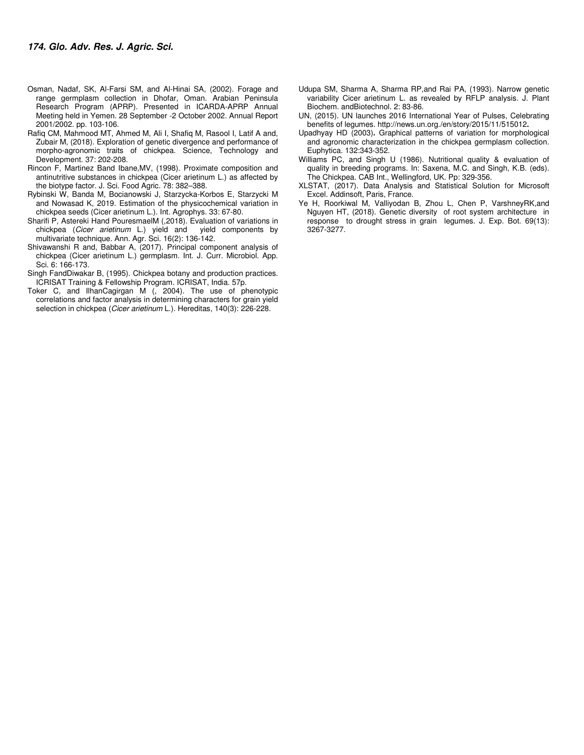Osman, Nadaf, SK, Al-Farsi SM, and Al-Hinai SA, (2002). Forage and range germplasm collection in Dhofar, Oman. Arabian Peninsula Research Program (APRP). Presented in ICARDA-APRP Annual Meeting held in Yemen. 28 September -2 October 2002. Annual Report 2001/2002. pp. 103-106.

Rafiq CM, Mahmood MT, Ahmed M, Ali I, Shafiq M, Rasool I, Latif A and, Zubair M, (2018). Exploration of genetic divergence and performance of morpho-agronomic traits of chickpea. Science, Technology and Development. 37: 202-208.

Rincon F, Martinez Band Ibane,MV, (1998). Proximate composition and antinutritive substances in chickpea (Cicer arietinum L.) as affected by the biotype factor. J. Sci. Food Agric. 78: 382–388.

Rybinski W, Banda M, Bocianowski J, Starzycka-Korbos E, Starzycki M and Nowasad K, 2019. Estimation of the physicochemical variation in chickpea seeds (Cicer arietinum L.). Int. Agrophys. 33: 67-80.

Sharifi P, Astereki Hand PouresmaelM (,2018). Evaluation of variations in chickpea (*Cicer arietinum* L.) yield and yield components by multivariate technique. Ann. Agr. Sci. 16(2): 136-142.

Shivawanshi R and, Babbar A, (2017). Principal component analysis of chickpea (Cicer arietinum L.) germplasm. Int. J. Curr. Microbiol. App. Sci. 6: 166-173.

Singh FandDiwakar B, (1995). Chickpea botany and production practices. ICRISAT Training & Fellowship Program. ICRISAT, India. 57p.

Toker C, and IlhanCagirgan M (, 2004). The use of phenotypic correlations and factor analysis in determining characters for grain yield selection in chickpea (*Cicer arietinum* L.). Hereditas, 140(3): 226-228.

Udupa SM, Sharma A, Sharma RP,and Rai PA, (1993). Narrow genetic variability Cicer arietinum L. as revealed by RFLP analysis. J. Plant Biochem. andBiotechnol. 2: 83-86.

UN, (2015). UN launches 2016 International Year of Pulses, Celebrating benefits of legumes. http://news.un.org./en/story/2015/11/515012.

Upadhyay HD (2003). Graphical patterns of variation for morphological and agronomic characterization in the chickpea germplasm collection. Euphytica. 132:343-352.

Williams PC, and Singh U (1986). Nutritional quality & evaluation of quality in breeding programs. In: Saxena, M.C. and Singh, K.B. (eds). The Chickpea. CAB Int., Wellingford, UK. Pp: 329-356.

XLSTAT, (2017). Data Analysis and Statistical Solution for Microsoft Excel. Addinsoft, Paris, France.

Ye H, Roorkiwal M, Valliyodan B, Zhou L, Chen P, VarshneyRK,and Nguyen HT, (2018). Genetic diversity of root system architecture in response to drought stress in grain legumes. J. Exp. Bot. 69(13): 3267-3277.